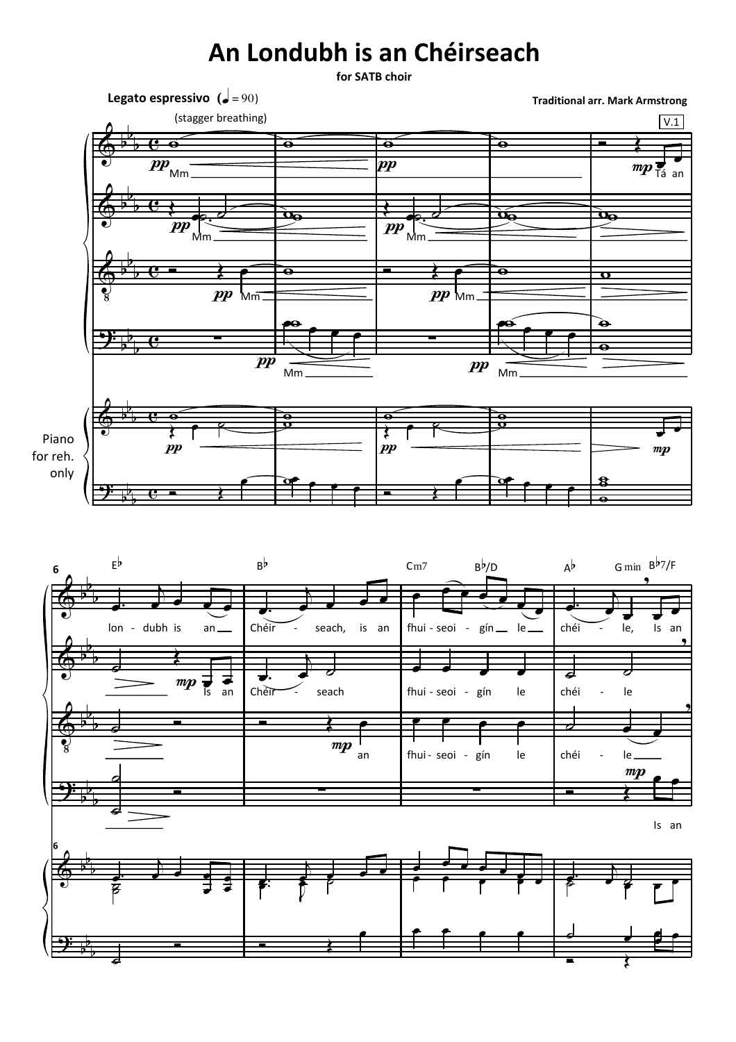# An Londubh is an Chéirseach

for SATB choir

**Legato espressivo** (♩ = 90)

**Traditional arr. Mark Armstrong**

(stagger breathing)

V.1

Mm

Tá an

lon - dubh is an Chéir - seach, is an fhui - seoi - gín le chéi - le, Is an

Is an Chéir - seach fhui - seoi - gín le chéi - le

an fhui - seoi - gín le chéi - le

Is an

Piano for reh. only

E♭ B♭ Cm7 B♭/D A♭ G min B♭7/F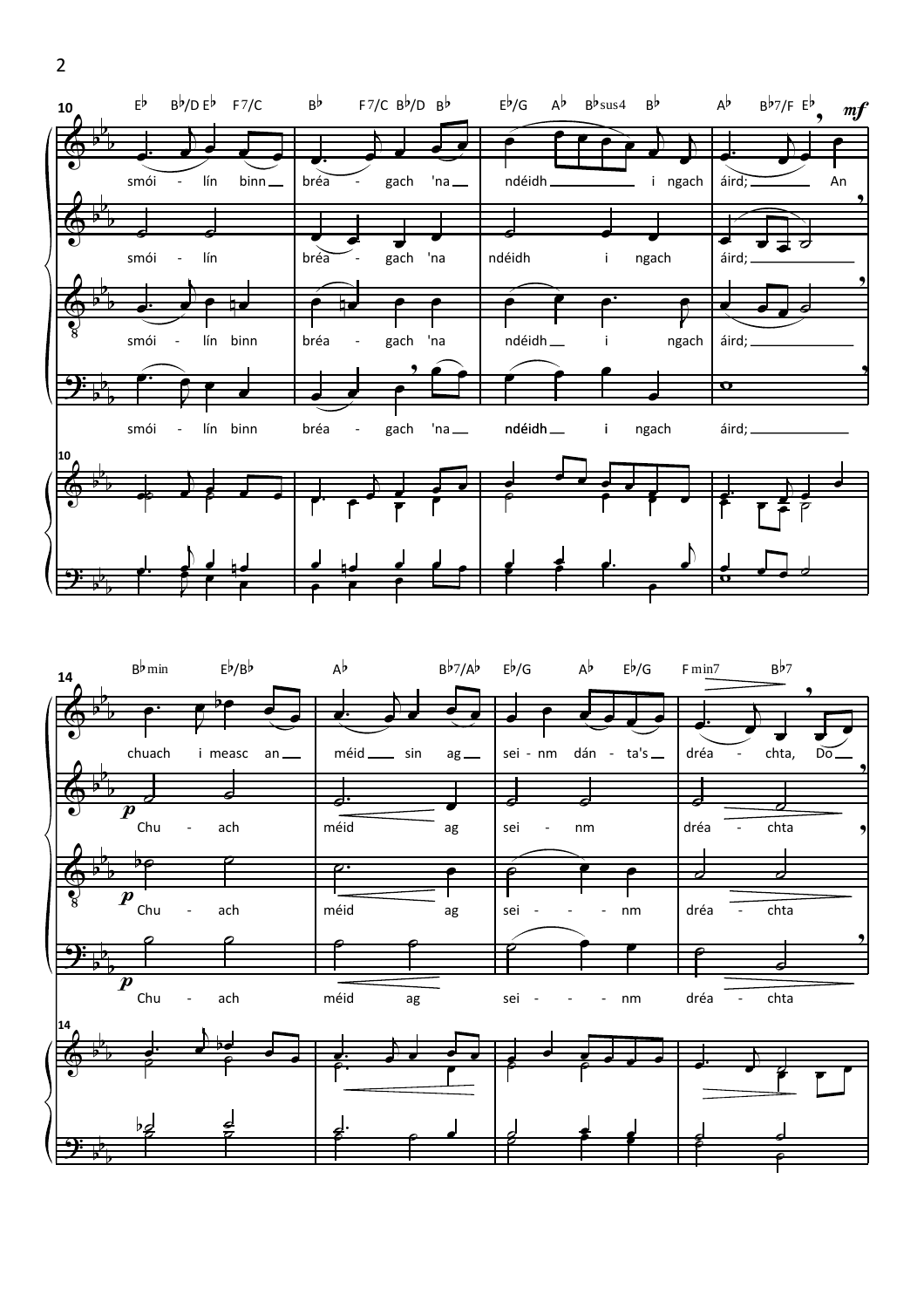E♭ B♭/D E♭ F7/C B♭ F7/C B♭/D B♭ E♭/G A♭ B♭sus4 B♭ A♭ B♭7/F E♭

*mf*

smói - lín binn bréa - gach 'na ndéidh i ngach áird; An

smói - lín bréa - gach 'na ndéidh i ngach áird;

smói - lín binn bréa - gach 'na ndéidh i ngach áird;

smói - lín binn bréa - gach 'na ndéidh i ngach áird;

B♭min E♭/B♭ A♭ B♭7/A♭ E♭/G A♭ E♭/G Fmin7 B♭7

chuach i measc an méid sin ag sei - nm dán - ta's dréa - chta, Do

*p*

Chu - ach méid ag sei - nm dréa - chta

*p*

Chu - ach méid ag sei - - - nm dréa - chta

*p*

Chu - ach méid ag sei - - - nm dréa - chta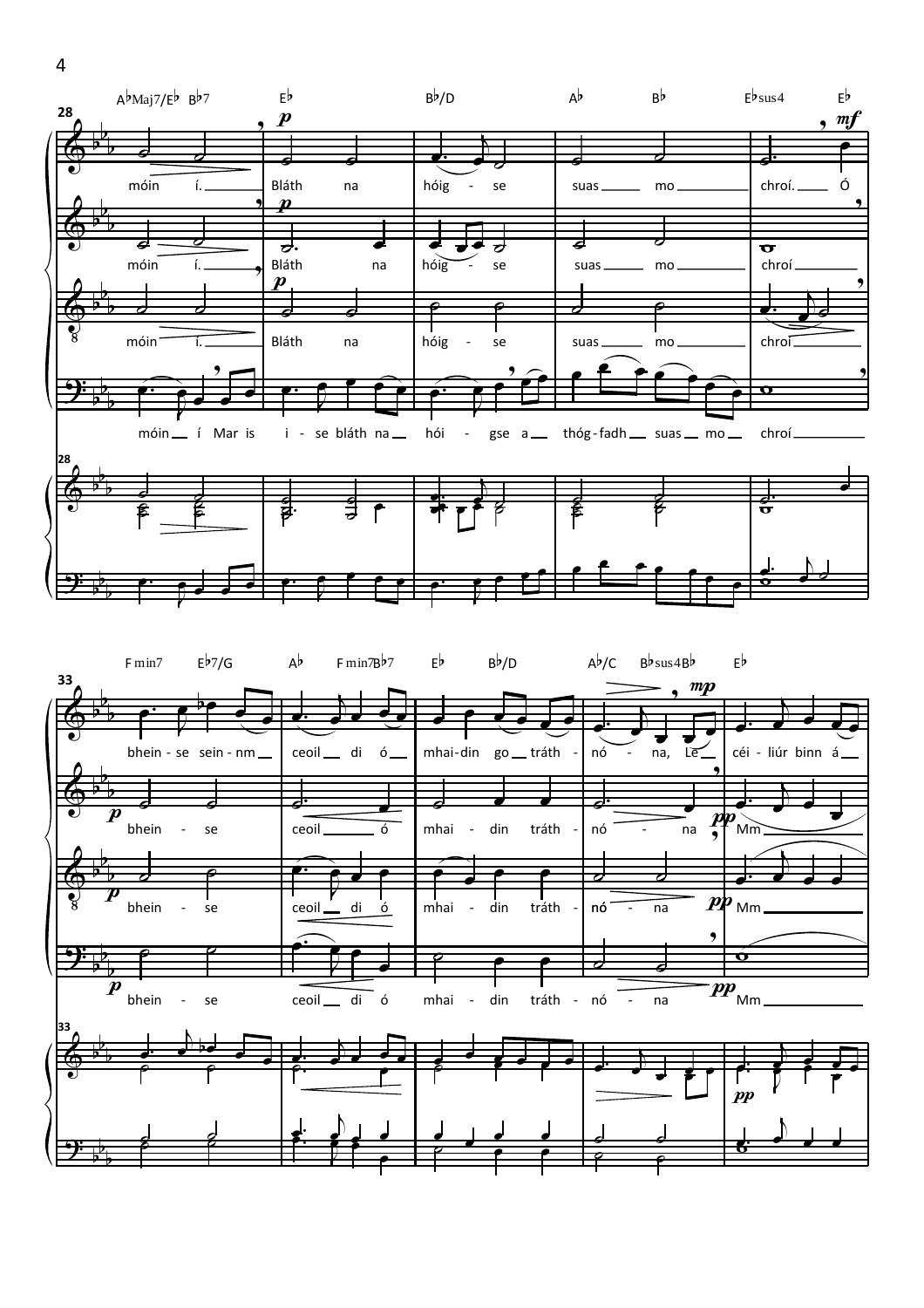A♭Maj7/E♭ B♭7 E♭ B♭/D A♭ B♭ E♭sus4 E♭

28

móin í. Bláth na hóig - se suas mo chroí. Ó

móin í. Bláth na hóig - se suas mo chroí

móin í. Bláth na hóig - se suas mo chroí

móin í Mar is i - se bláth na hói - gse a thóg-fadh suas mo chroí

F min7 E♭7/G A♭ F min7 B♭7 E♭ B♭/D A♭/C B♭sus4 B♭ E♭

33

bhein - se sein - nm ceoil di ó mhai-din go tráth - nó - na, Le céi - liúr binn á

bhein - se ceoil ó mhai - din tráth - nó - na Mm

bhein - se ceoil di ó mhai - din tráth - nó - na Mm

bhein - se ceoil di ó mhai - din tráth - nó - na Mm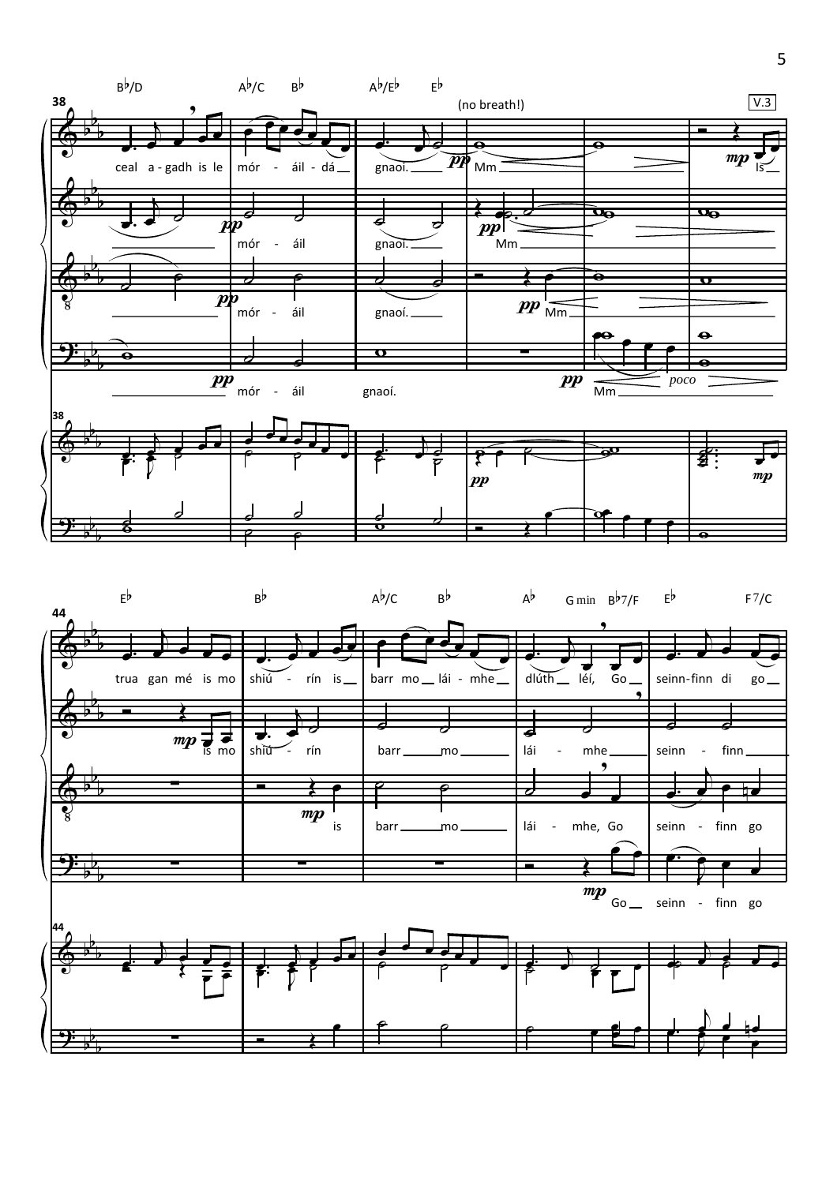B♭/D    A♭/C    B♭    A♭/E♭    E♭

(no breath!)

V.3

38

ceal a - gadh is le mór - áil - dá gnaoí. Mm Is

mór - áil gnaoí. Mm

mór - áil gnaoí. Mm

mór - áil gnaoí. Mm

*pp* *mp* *poco*

E♭    B♭    A♭/C    B♭    A♭    G min    B♭7/F    E♭    F7/C

44

trua gan mé is mo shiú - rín is barr mo lái - mhe dlúth léí, Go seinn - finn di go

is mo shiú - rín barr mo lái - mhe seinn - finn

is barr mo lái - mhe, Go seinn - finn go

Go seinn - finn go

*mp*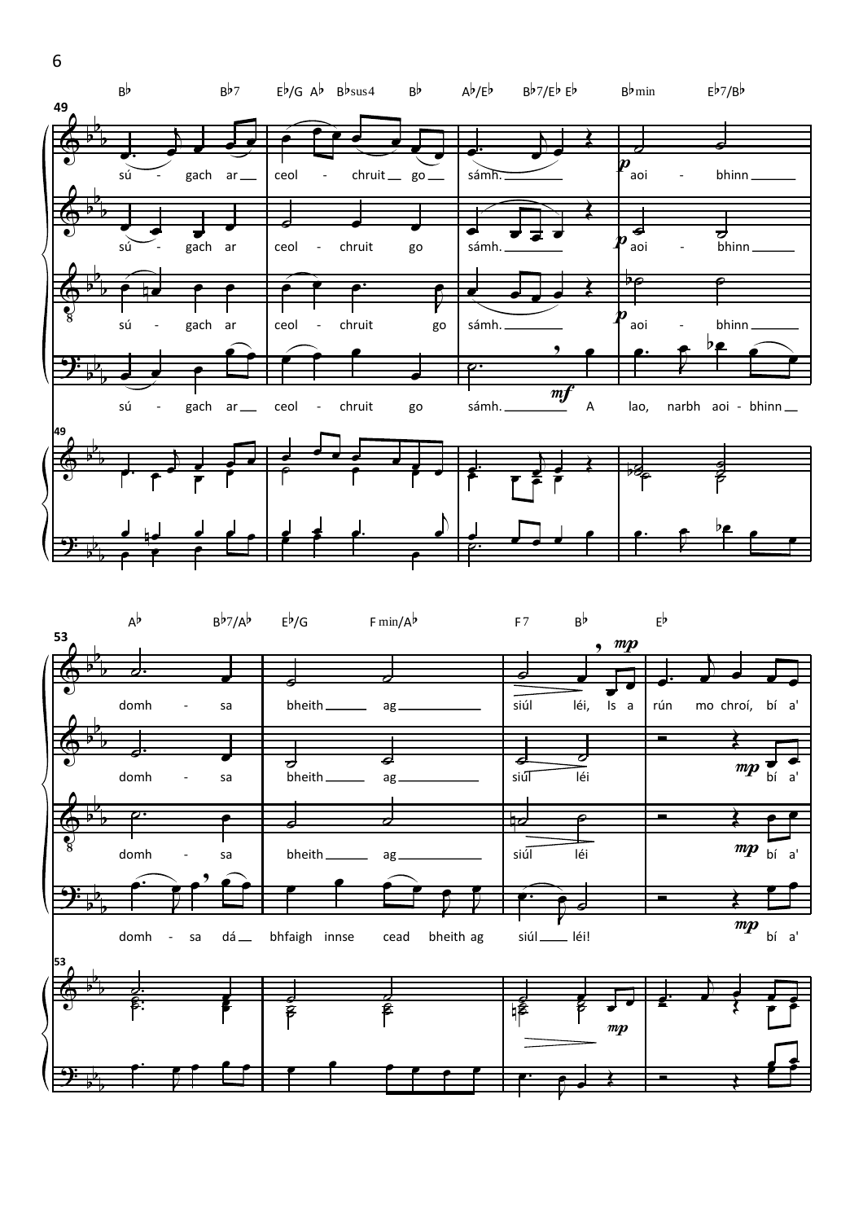**49**

B♭ B♭7 E♭/G A♭ B♭sus4 B♭ A♭/E♭ B♭7/E♭ E♭ B♭min E♭7/B♭

sú - gach ar ceol - chruit go sámh. *p* aoi - bhinn

sú - gach ar ceol - chruit go sámh. *p* aoi - bhinn

sú - gach ar ceol - chruit go sámh. *p* aoi - bhinn

sú - gach ar ceol - chruit go sámh. *mf* A lao, narbh aoi - bhinn

**53**

A♭ B♭7/A♭ E♭/G F min/A♭ F7 B♭ E♭

domh - sa bheith ag siúl léi, *mp* Is a rún mo chroí, bí a'

domh - sa bheith ag siúl léi *mp* bí a'

domh - sa bheith ag siúl léi *mp* bí a'

domh - sa dá bhfaigh innse cead bheith ag siúl léi! *mp* bí a'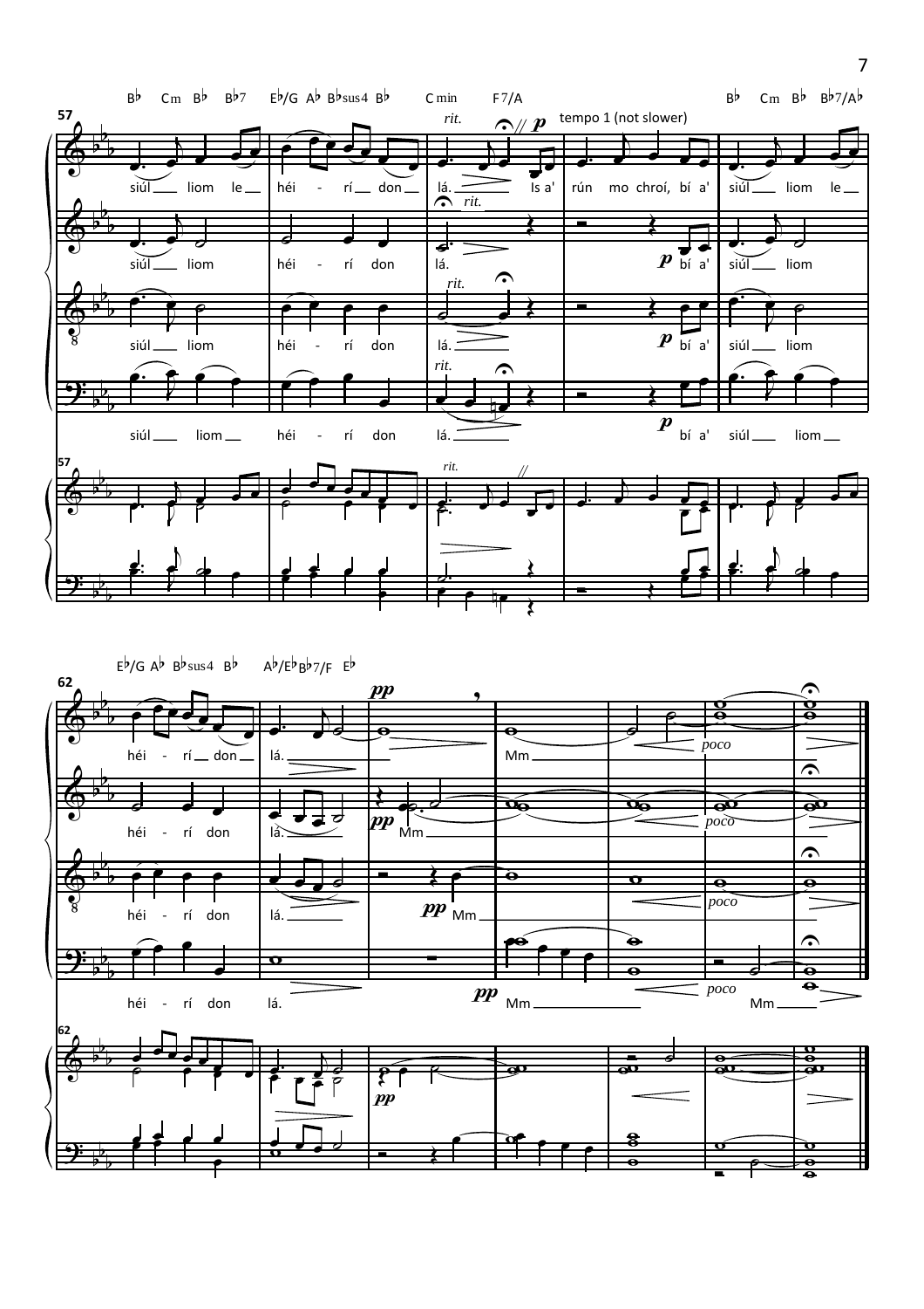57

B♭ Cm B♭ B♭7 E♭/G A♭ B♭sus4 B♭ C min F7/A B♭ Cm B♭ B♭7/A♭

*rit.* *p* tempo 1 (not slower)

siúl liom le héi - rí don lá. Is a' rún mo chroí, bí a' siúl liom le

*rit.*

siúl liom héi - rí don lá. *p* bí a' siúl liom

*rit.*

siúl liom héi - rí don lá. *p* bí a' siúl liom

*rit.*

siúl liom héi - rí don lá. *p* bí a' siúl liom

57

*rit.*

62

E♭/G A♭ B♭sus4 B♭ A♭/E♭ B♭7/F E♭

*pp*

héi - rí don lá. Mm *poco*

héi - rí don lá. *pp* Mm *poco*

héi - rí don lá. *pp* Mm *poco*

héi - rí don lá. *pp* Mm *poco* Mm

62

*pp*